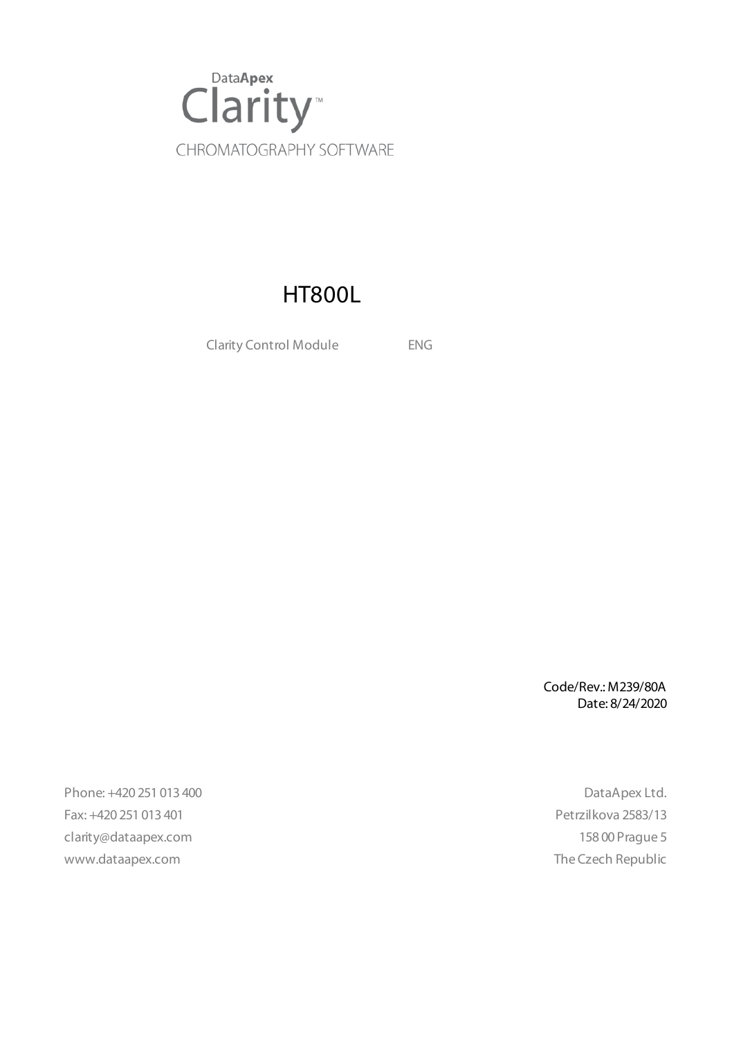DataApex

# Clarity™

CHROMATOGRAPHY SOFTWARE

# HT800L

Clarity Control Module ENG

Code/Rev.: M239/80A
Date: 8/24/2020

Phone: +420 251 013 400
Fax: +420 251 013 401
clarity@dataapex.com
www.dataapex.com

DataApex Ltd.
Petrzilkova 2583/13
158 00 Prague 5
The Czech Republic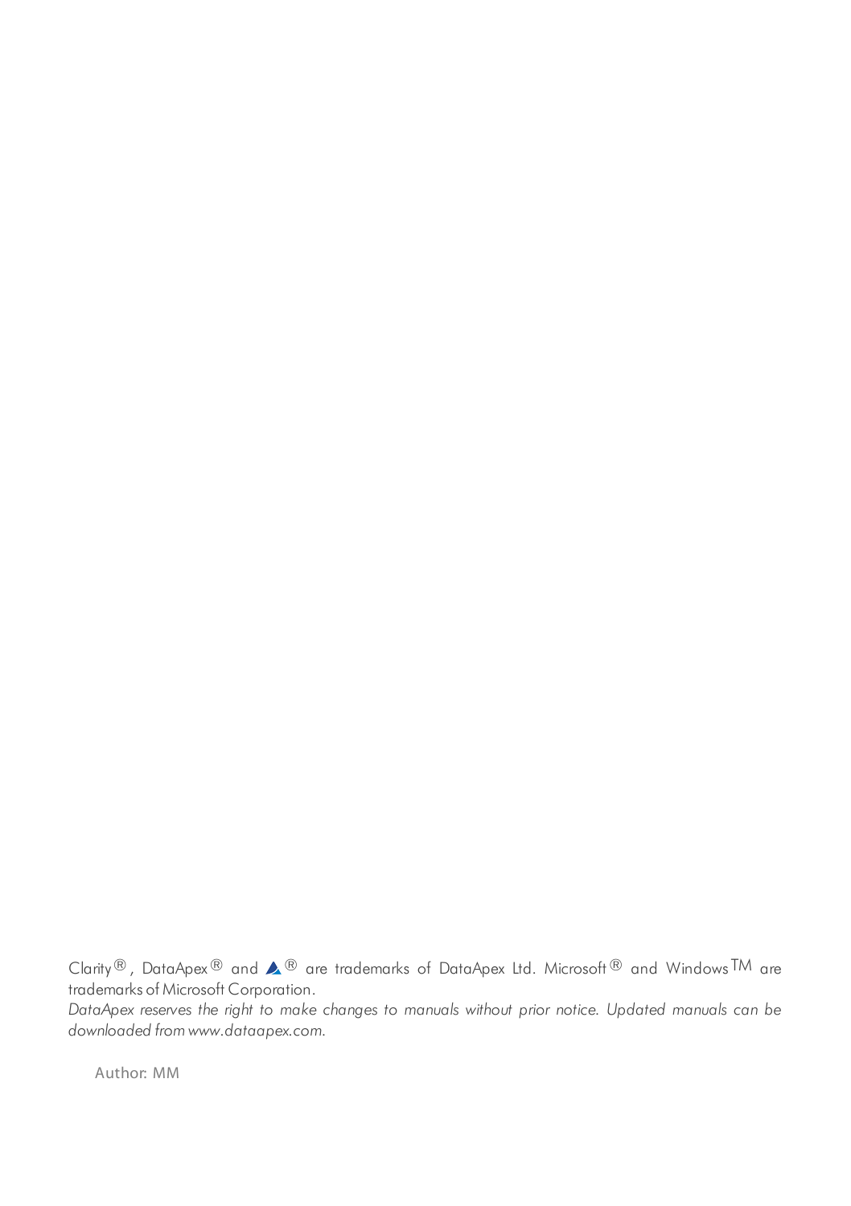Clarity®, DataApex® and ▲® are trademarks of DataApex Ltd. Microsoft® and Windows™ are trademarks of Microsoft Corporation.

*DataApex reserves the right to make changes to manuals without prior notice. Updated manuals can be downloaded from www.dataapex.com.*

Author: MM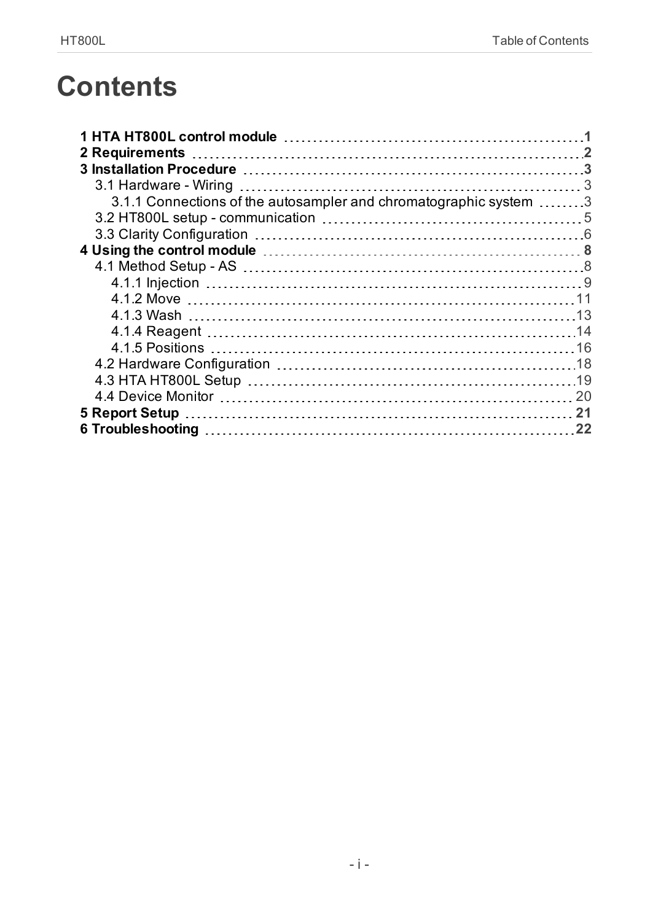# Contents

**1 HTA HT800L control module** ... **1**
**2 Requirements** ... **2**
**3 Installation Procedure** ... **3**
- 3.1 Hardware - Wiring ... 3
  - 3.1.1 Connections of the autosampler and chromatographic system ... 3
- 3.2 HT800L setup - communication ... 5
- 3.3 Clarity Configuration ... 6

**4 Using the control module** ... **8**
- 4.1 Method Setup - AS ... 8
  - 4.1.1 Injection ... 9
  - 4.1.2 Move ... 11
  - 4.1.3 Wash ... 13
  - 4.1.4 Reagent ... 14
  - 4.1.5 Positions ... 16
- 4.2 Hardware Configuration ... 18
- 4.3 HTA HT800L Setup ... 19
- 4.4 Device Monitor ... 20

**5 Report Setup** ... **21**
**6 Troubleshooting** ... **22**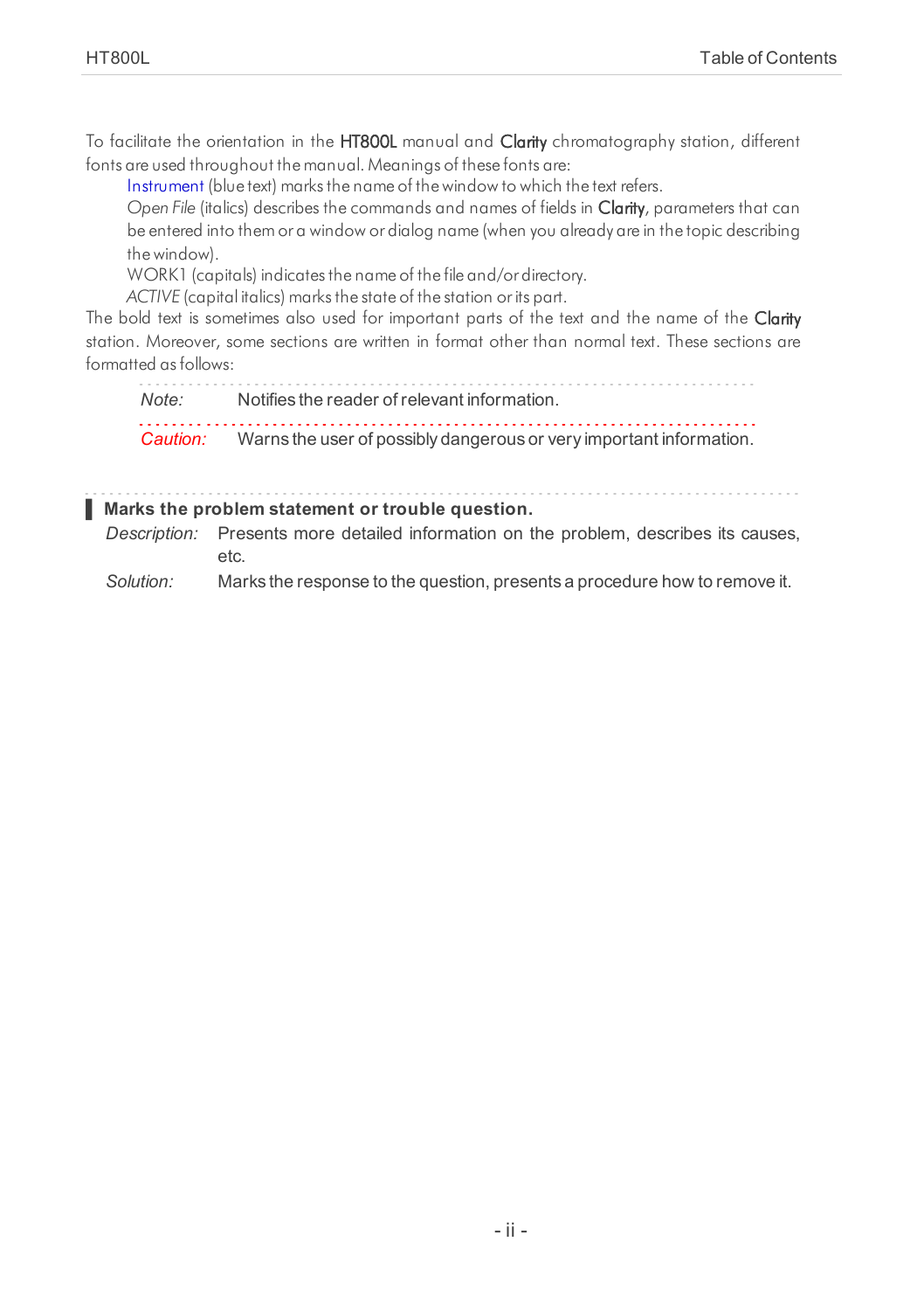To facilitate the orientation in the **HT800L** manual and **Clarity** chromatography station, different fonts are used throughout the manual. Meanings of these fonts are:

Instrument (blue text) marks the name of the window to which the text refers.

*Open File* (italics) describes the commands and names of fields in **Clarity**, parameters that can be entered into them or a window or dialog name (when you already are in the topic describing the window).

WORK1 (capitals) indicates the name of the file and/or directory.

*ACTIVE* (capital italics) marks the state of the station or its part.

The bold text is sometimes also used for important parts of the text and the name of the **Clarity** station. Moreover, some sections are written in format other than normal text. These sections are formatted as follows:

*Note:* Notifies the reader of relevant information.

*Caution:* Warns the user of possibly dangerous or very important information.

**Marks the problem statement or trouble question.**

*Description:* Presents more detailed information on the problem, describes its causes, etc.

*Solution:* Marks the response to the question, presents a procedure how to remove it.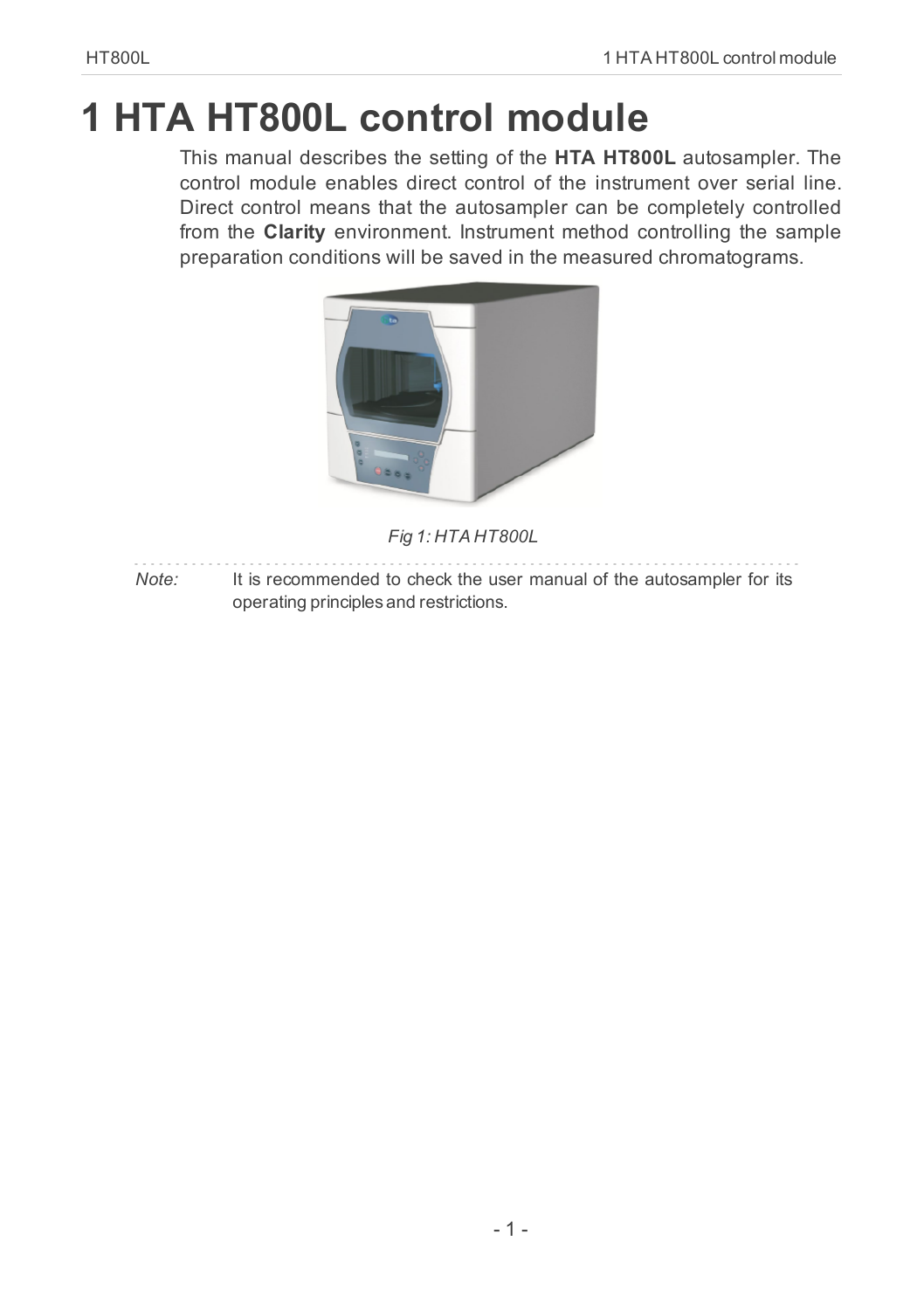# 1 HTA HT800L control module

This manual describes the setting of the **HTA HT800L** autosampler. The control module enables direct control of the instrument over serial line. Direct control means that the autosampler can be completely controlled from the **Clarity** environment. Instrument method controlling the sample preparation conditions will be saved in the measured chromatograms.

*Fig 1: HTA HT800L*

*Note:* It is recommended to check the user manual of the autosampler for its operating principles and restrictions.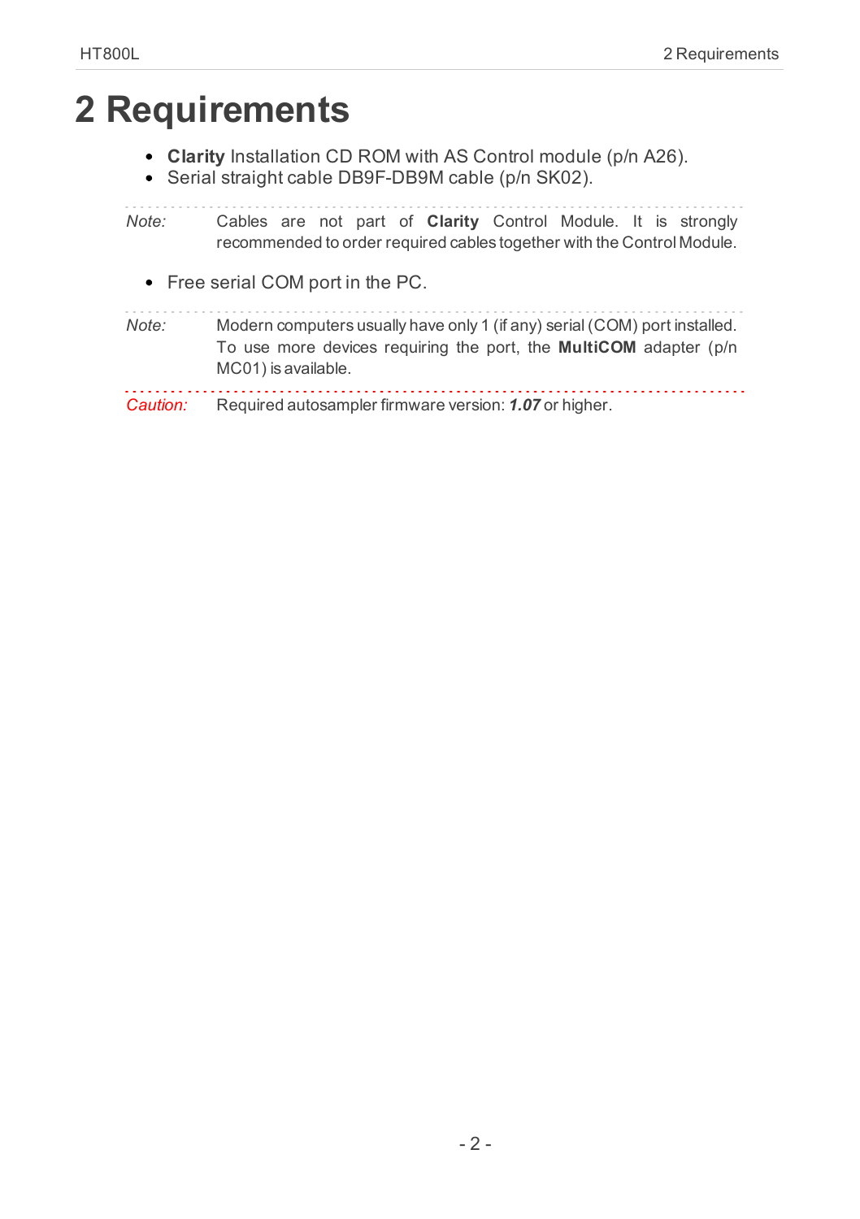# 2 Requirements

- **Clarity** Installation CD ROM with AS Control module (p/n A26).
- Serial straight cable DB9F-DB9M cable (p/n SK02).

*Note:* Cables are not part of **Clarity** Control Module. It is strongly recommended to order required cables together with the Control Module.

- Free serial COM port in the PC.

*Note:* Modern computers usually have only 1 (if any) serial (COM) port installed. To use more devices requiring the port, the **MultiCOM** adapter (p/n MC01) is available.

*Caution:* Required autosampler firmware version: ***1.07*** or higher.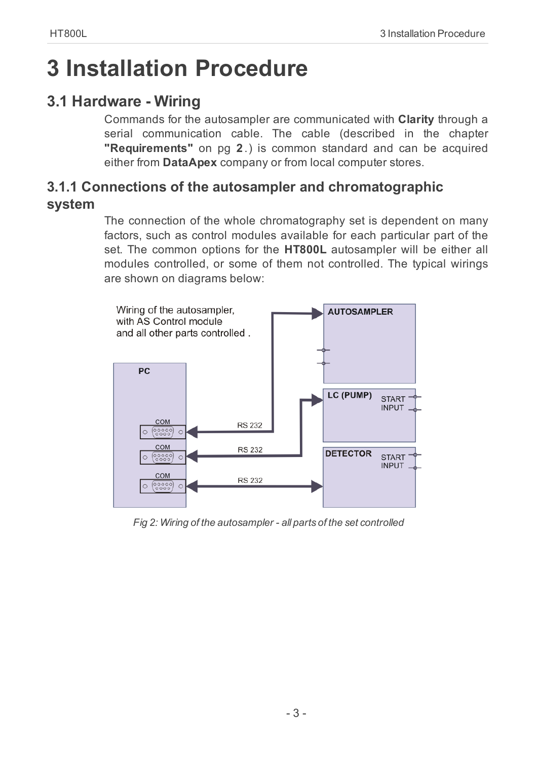# 3 Installation Procedure

## 3.1 Hardware - Wiring

Commands for the autosampler are communicated with **Clarity** through a serial communication cable. The cable (described in the chapter **"Requirements"** on pg **2**.) is common standard and can be acquired either from **DataApex** company or from local computer stores.

### 3.1.1 Connections of the autosampler and chromatographic system

The connection of the whole chromatography set is dependent on many factors, such as control modules available for each particular part of the set. The common options for the **HT800L** autosampler will be either all modules controlled, or some of them not controlled. The typical wirings are shown on diagrams below:

*Fig 2: Wiring of the autosampler - all parts of the set controlled*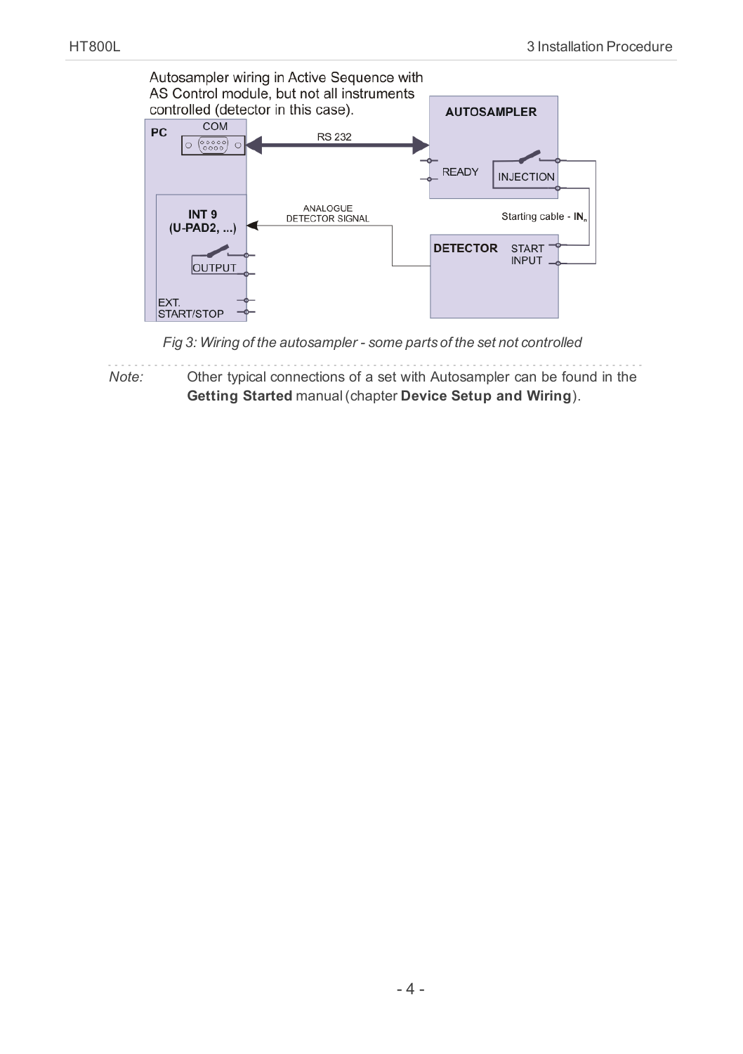Autosampler wiring in Active Sequence with AS Control module, but not all instruments controlled (detector in this case).

PC | COM | RS 232 | AUTOSAMPLER | READY | INJECTION | INT 9 (U-PAD2, ...) | ANALOGUE DETECTOR SIGNAL | Starting cable - $IN_n$ | DETECTOR | START INPUT | OUTPUT | EXT. START/STOP

*Fig 3: Wiring of the autosampler - some parts of the set not controlled*

*Note:* Other typical connections of a set with Autosampler can be found in the **Getting Started** manual (chapter **Device Setup and Wiring**).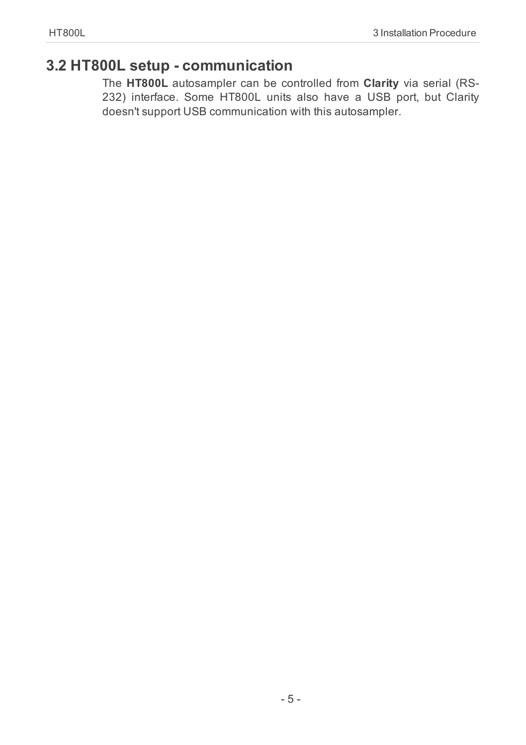## 3.2 HT800L setup - communication

The **HT800L** autosampler can be controlled from **Clarity** via serial (RS-232) interface. Some HT800L units also have a USB port, but Clarity doesn't support USB communication with this autosampler.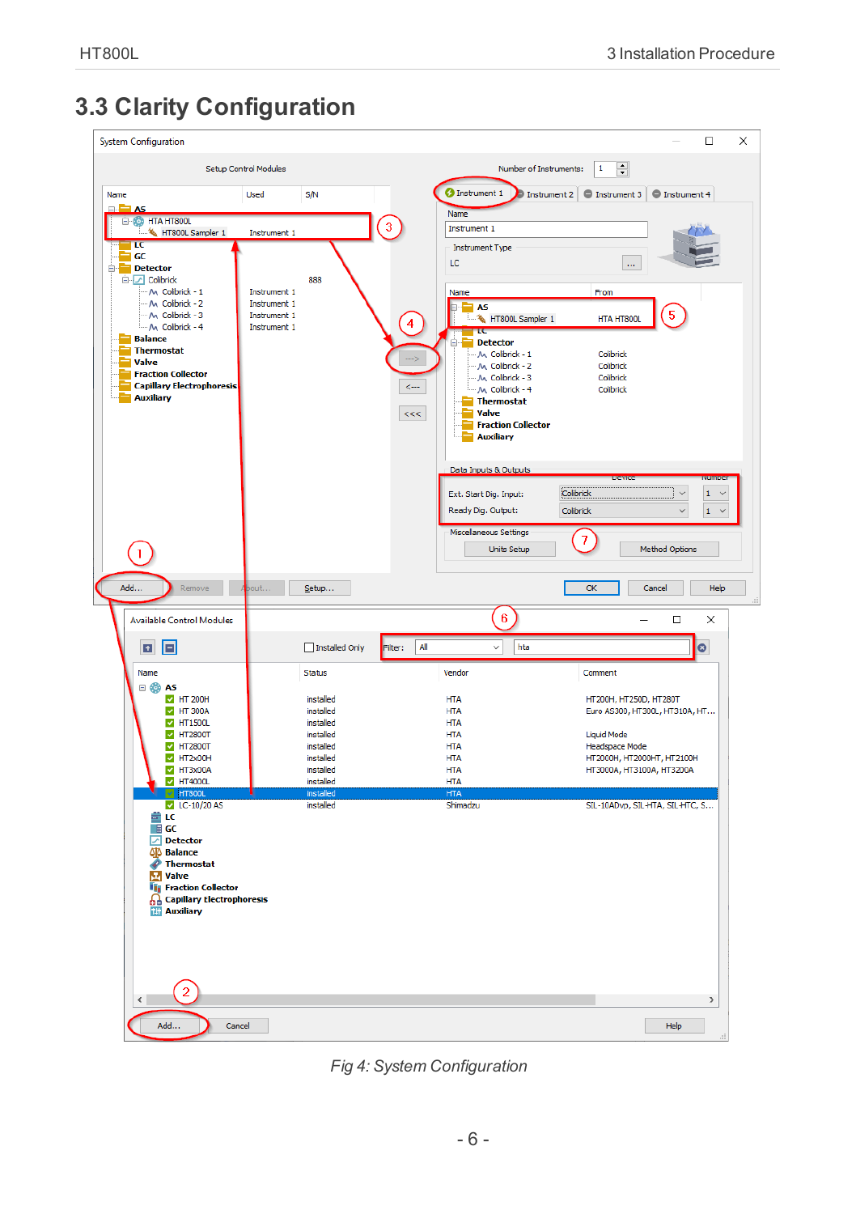## 3.3 Clarity Configuration

Fig 4: System Configuration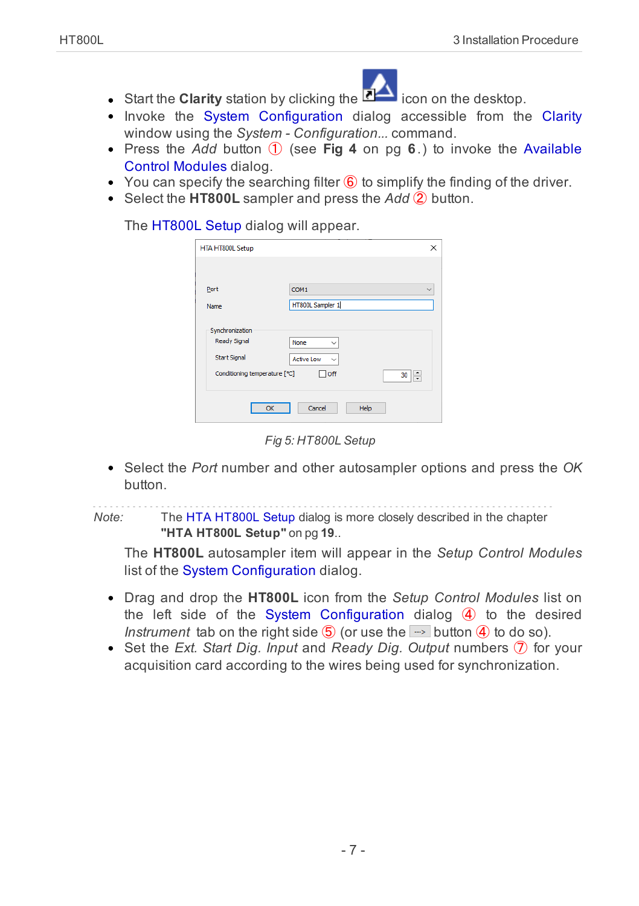- Start the **Clarity** station by clicking the icon on the desktop.
- Invoke the System Configuration dialog accessible from the Clarity window using the *System - Configuration...* command.
- Press the *Add* button ① (see **Fig 4** on pg **6**.) to invoke the Available Control Modules dialog.
- You can specify the searching filter ⑥ to simplify the finding of the driver.
- Select the **HT800L** sampler and press the *Add* ② button.

The HT800L Setup dialog will appear.

Fig 5: HT800L Setup

- Select the *Port* number and other autosampler options and press the *OK* button.

---

*Note:* The HTA HT800L Setup dialog is more closely described in the chapter **"HTA HT800L Setup"** on pg **19**..

The **HT800L** autosampler item will appear in the *Setup Control Modules* list of the System Configuration dialog.

- Drag and drop the **HT800L** icon from the *Setup Control Modules* list on the left side of the System Configuration dialog ④ to the desired *Instrument* tab on the right side ⑤ (or use the --> button ④ to do so).
- Set the *Ext. Start Dig. Input* and *Ready Dig. Output* numbers ⑦ for your acquisition card according to the wires being used for synchronization.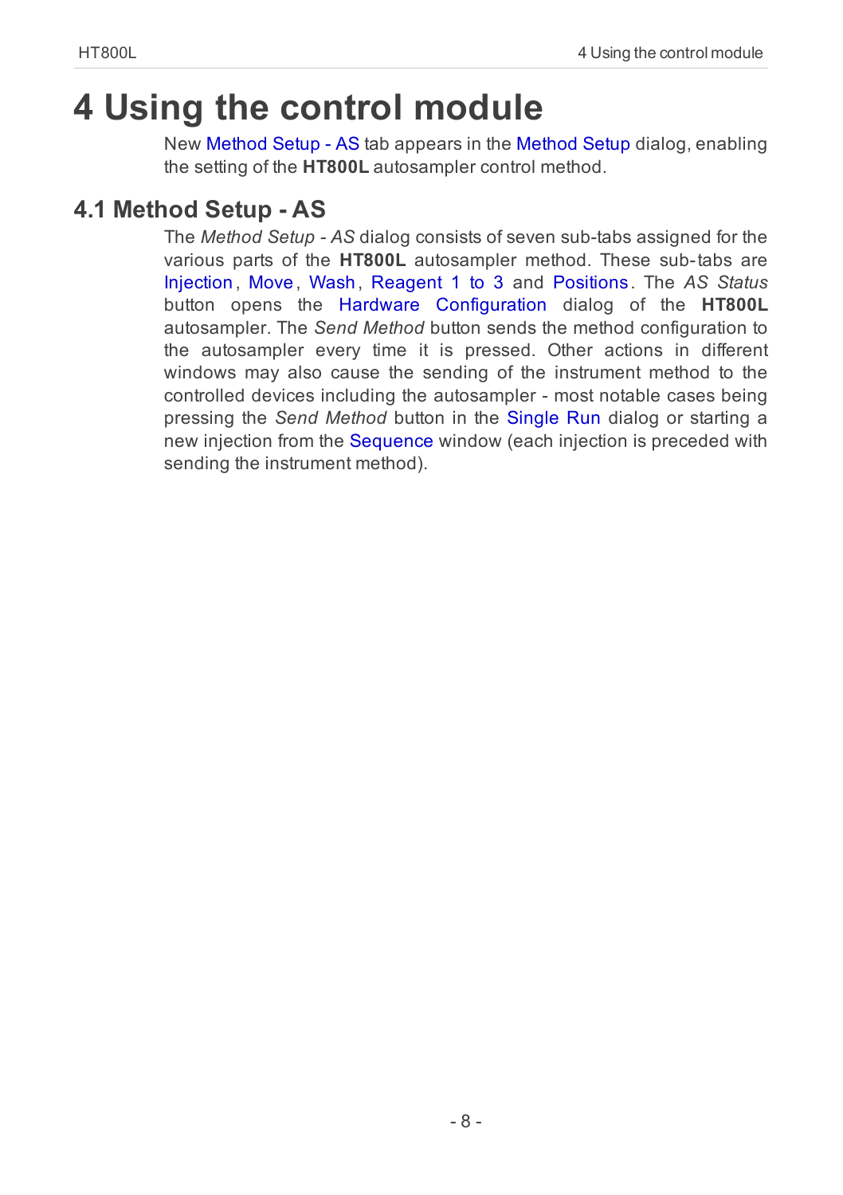# 4 Using the control module

New Method Setup - AS tab appears in the Method Setup dialog, enabling the setting of the **HT800L** autosampler control method.

## 4.1 Method Setup - AS

The *Method Setup - AS* dialog consists of seven sub-tabs assigned for the various parts of the **HT800L** autosampler method. These sub-tabs are Injection, Move, Wash, Reagent 1 to 3 and Positions. The *AS Status* button opens the Hardware Configuration dialog of the **HT800L** autosampler. The *Send Method* button sends the method configuration to the autosampler every time it is pressed. Other actions in different windows may also cause the sending of the instrument method to the controlled devices including the autosampler - most notable cases being pressing the *Send Method* button in the Single Run dialog or starting a new injection from the Sequence window (each injection is preceded with sending the instrument method).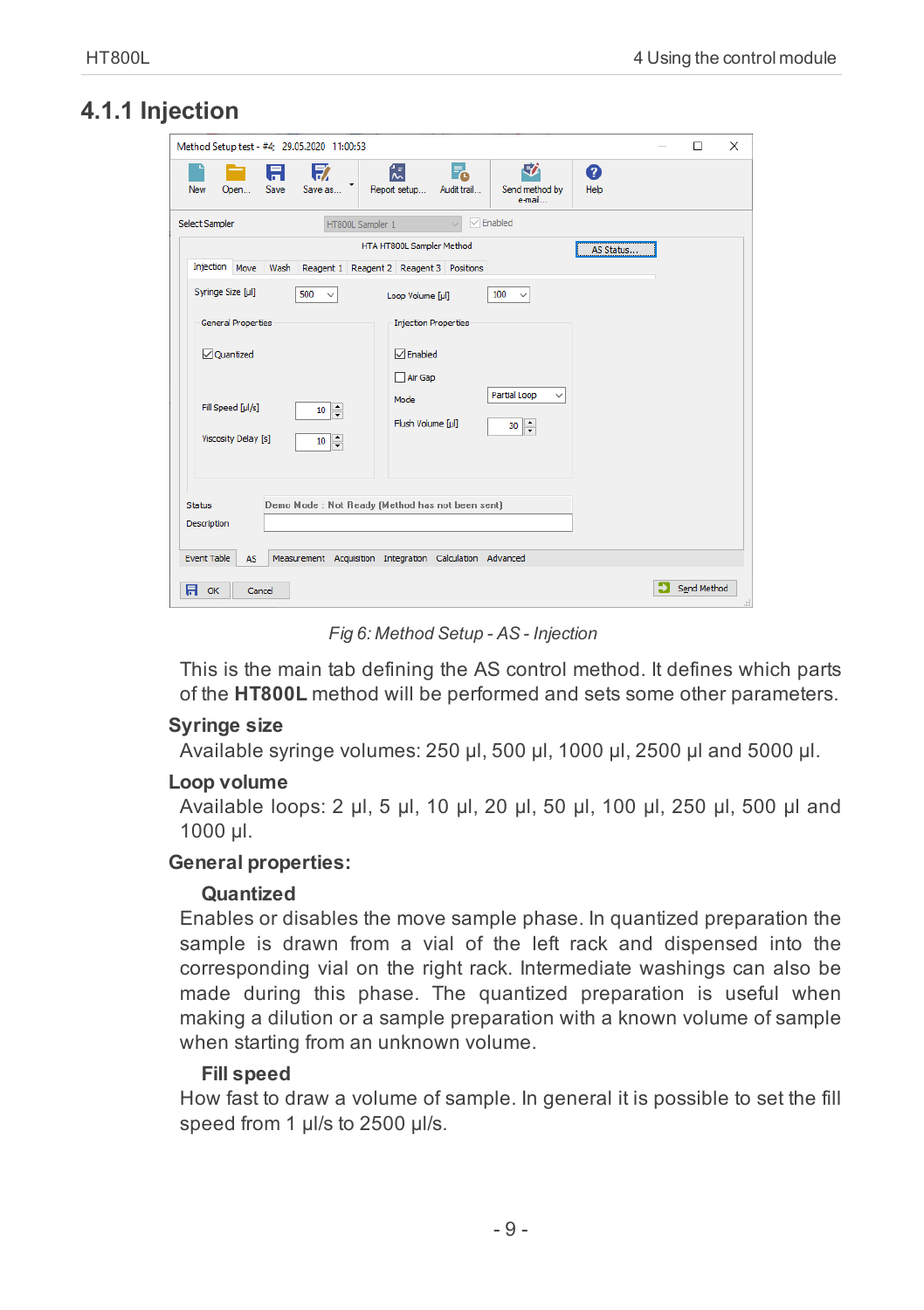## 4.1.1 Injection

*Fig 6: Method Setup - AS - Injection*

This is the main tab defining the AS control method. It defines which parts of the **HT800L** method will be performed and sets some other parameters.

### Syringe size

Available syringe volumes: 250 µl, 500 µl, 1000 µl, 2500 µl and 5000 µl.

### Loop volume

Available loops: 2 µl, 5 µl, 10 µl, 20 µl, 50 µl, 100 µl, 250 µl, 500 µl and 1000 µl.

### General properties:

#### Quantized

Enables or disables the move sample phase. In quantized preparation the sample is drawn from a vial of the left rack and dispensed into the corresponding vial on the right rack. Intermediate washings can also be made during this phase. The quantized preparation is useful when making a dilution or a sample preparation with a known volume of sample when starting from an unknown volume.

#### Fill speed

How fast to draw a volume of sample. In general it is possible to set the fill speed from 1 µl/s to 2500 µl/s.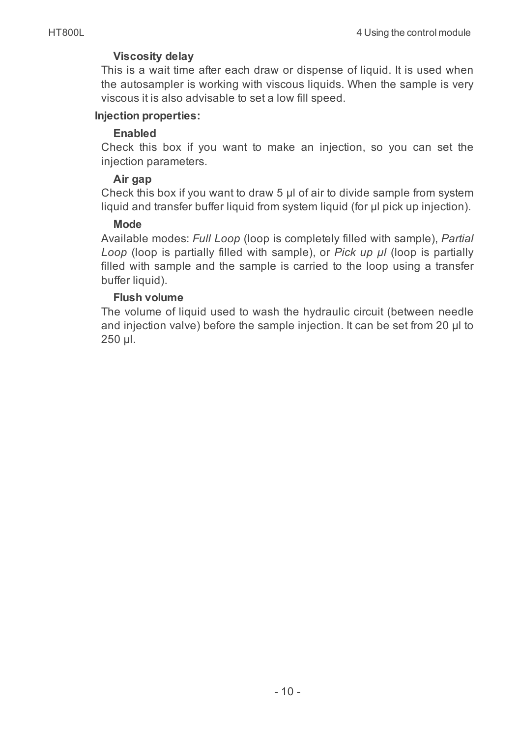**Viscosity delay**

This is a wait time after each draw or dispense of liquid. It is used when the autosampler is working with viscous liquids. When the sample is very viscous it is also advisable to set a low fill speed.

**Injection properties:**

**Enabled**

Check this box if you want to make an injection, so you can set the injection parameters.

**Air gap**

Check this box if you want to draw 5 µl of air to divide sample from system liquid and transfer buffer liquid from system liquid (for µl pick up injection).

**Mode**

Available modes: *Full Loop* (loop is completely filled with sample), *Partial Loop* (loop is partially filled with sample), or *Pick up µl* (loop is partially filled with sample and the sample is carried to the loop using a transfer buffer liquid).

**Flush volume**

The volume of liquid used to wash the hydraulic circuit (between needle and injection valve) before the sample injection. It can be set from 20 µl to 250 µl.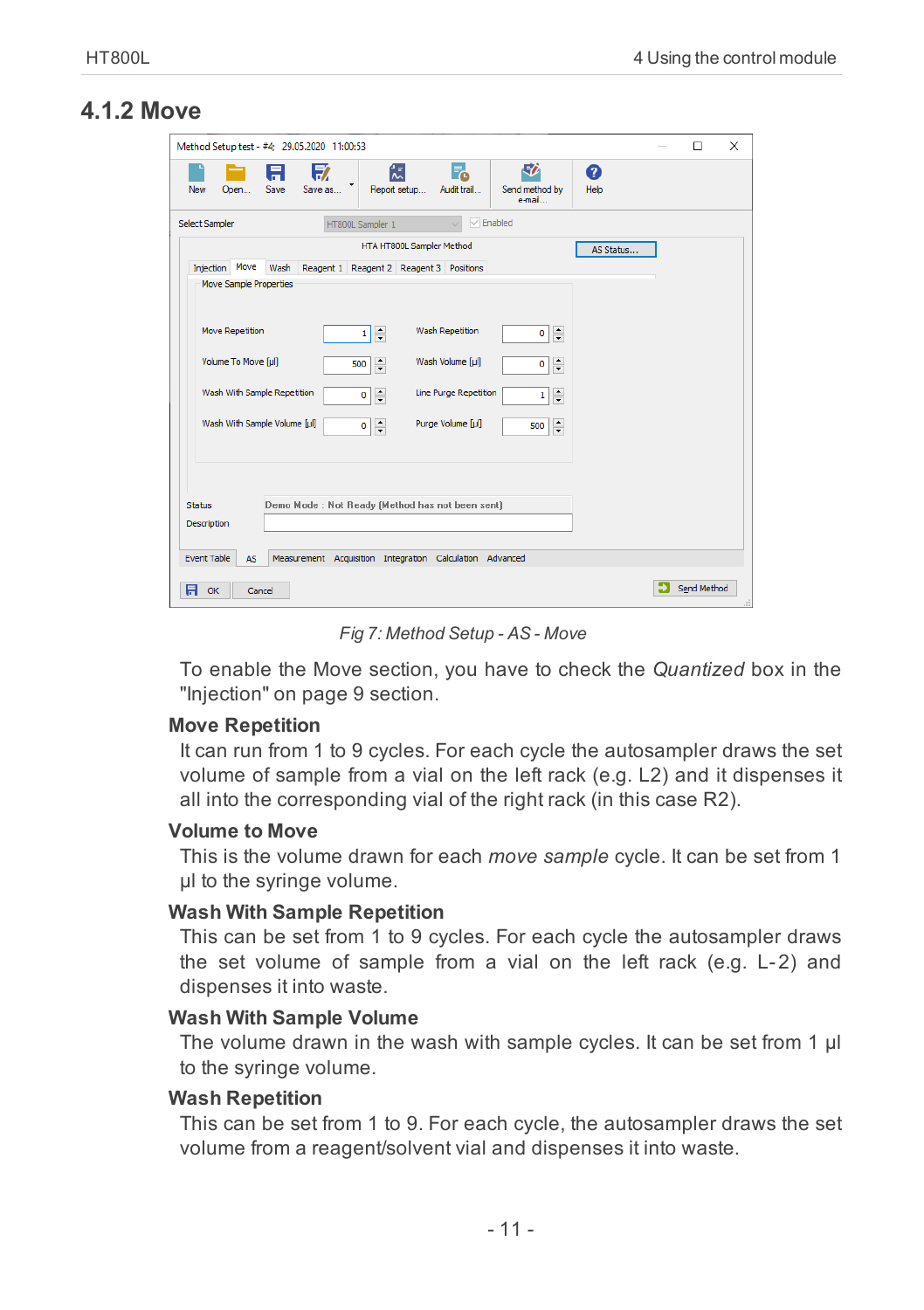## 4.1.2 Move

Fig 7: Method Setup - AS - Move

To enable the Move section, you have to check the *Quantized* box in the "Injection" on page 9 section.

### Move Repetition

It can run from 1 to 9 cycles. For each cycle the autosampler draws the set volume of sample from a vial on the left rack (e.g. L2) and it dispenses it all into the corresponding vial of the right rack (in this case R2).

### Volume to Move

This is the volume drawn for each *move sample* cycle. It can be set from 1 µl to the syringe volume.

### Wash With Sample Repetition

This can be set from 1 to 9 cycles. For each cycle the autosampler draws the set volume of sample from a vial on the left rack (e.g. L-2) and dispenses it into waste.

### Wash With Sample Volume

The volume drawn in the wash with sample cycles. It can be set from 1 µl to the syringe volume.

### Wash Repetition

This can be set from 1 to 9. For each cycle, the autosampler draws the set volume from a reagent/solvent vial and dispenses it into waste.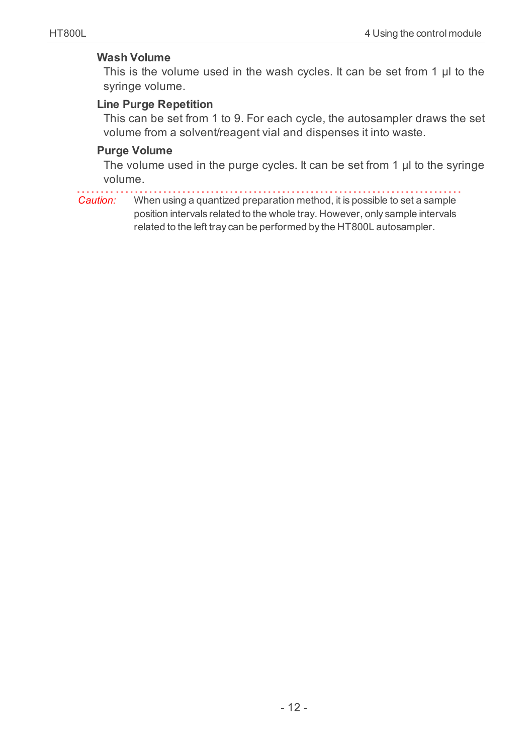**Wash Volume**

This is the volume used in the wash cycles. It can be set from 1 µl to the syringe volume.

**Line Purge Repetition**

This can be set from 1 to 9. For each cycle, the autosampler draws the set volume from a solvent/reagent vial and dispenses it into waste.

**Purge Volume**

The volume used in the purge cycles. It can be set from 1 µl to the syringe volume.

*Caution:* When using a quantized preparation method, it is possible to set a sample position intervals related to the whole tray. However, only sample intervals related to the left tray can be performed by the HT800L autosampler.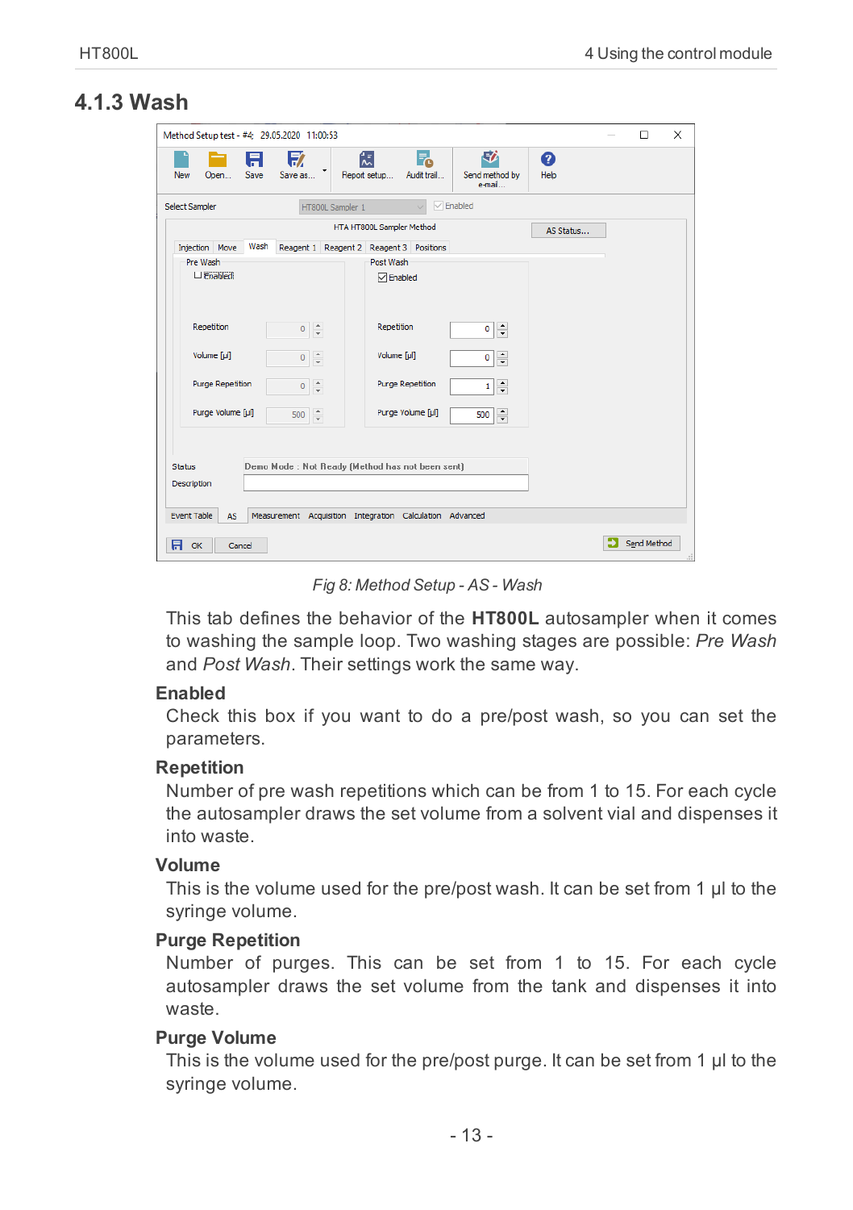## 4.1.3 Wash

Fig 8: Method Setup - AS - Wash

This tab defines the behavior of the **HT800L** autosampler when it comes to washing the sample loop. Two washing stages are possible: *Pre Wash* and *Post Wash*. Their settings work the same way.

**Enabled**

Check this box if you want to do a pre/post wash, so you can set the parameters.

**Repetition**

Number of pre wash repetitions which can be from 1 to 15. For each cycle the autosampler draws the set volume from a solvent vial and dispenses it into waste.

**Volume**

This is the volume used for the pre/post wash. It can be set from 1 µl to the syringe volume.

**Purge Repetition**

Number of purges. This can be set from 1 to 15. For each cycle autosampler draws the set volume from the tank and dispenses it into waste.

**Purge Volume**

This is the volume used for the pre/post purge. It can be set from 1 µl to the syringe volume.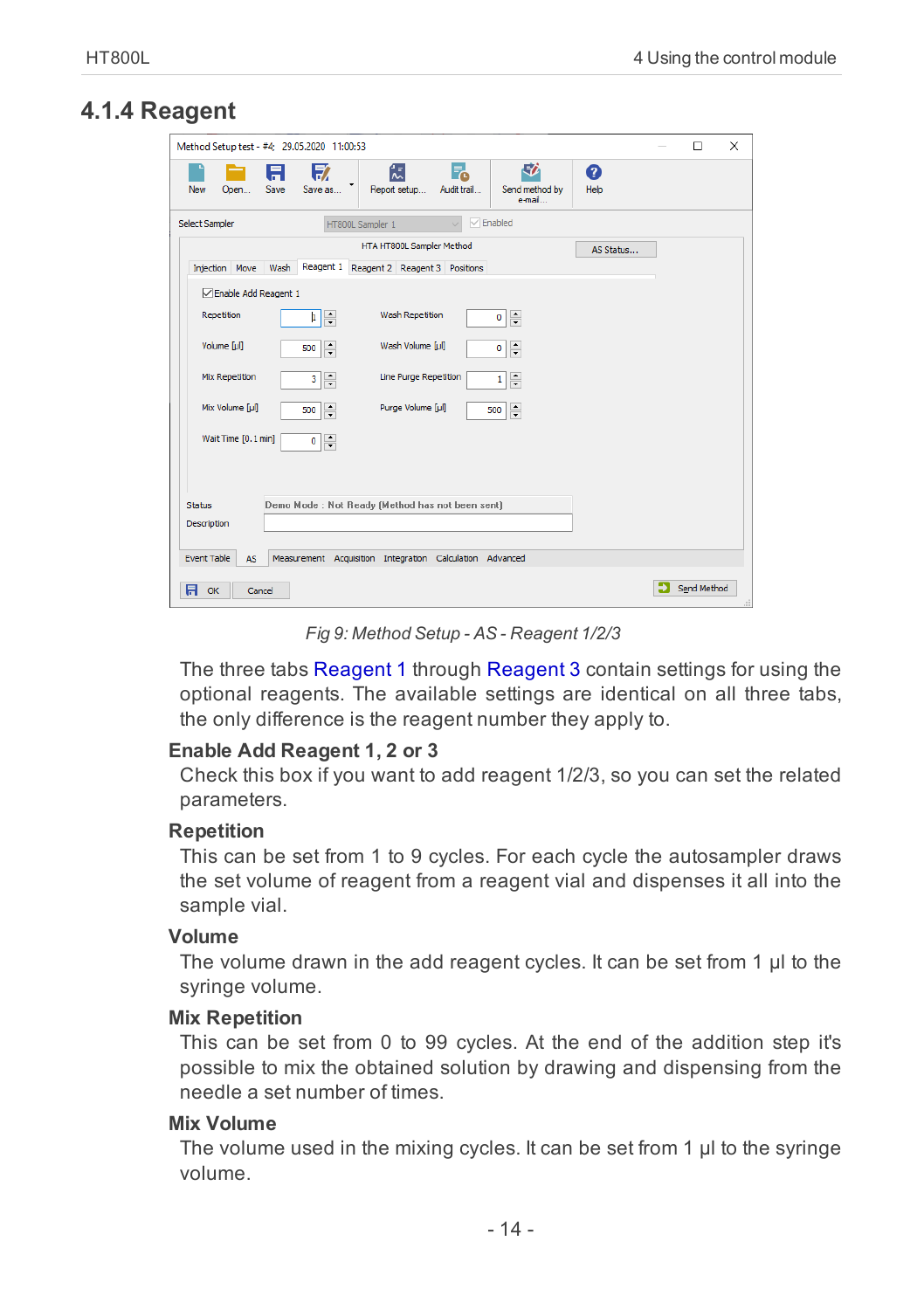## 4.1.4 Reagent

*Fig 9: Method Setup - AS - Reagent 1/2/3*

The three tabs Reagent 1 through Reagent 3 contain settings for using the optional reagents. The available settings are identical on all three tabs, the only difference is the reagent number they apply to.

**Enable Add Reagent 1, 2 or 3**

Check this box if you want to add reagent 1/2/3, so you can set the related parameters.

**Repetition**

This can be set from 1 to 9 cycles. For each cycle the autosampler draws the set volume of reagent from a reagent vial and dispenses it all into the sample vial.

**Volume**

The volume drawn in the add reagent cycles. It can be set from 1 µl to the syringe volume.

**Mix Repetition**

This can be set from 0 to 99 cycles. At the end of the addition step it's possible to mix the obtained solution by drawing and dispensing from the needle a set number of times.

**Mix Volume**

The volume used in the mixing cycles. It can be set from 1 µl to the syringe volume.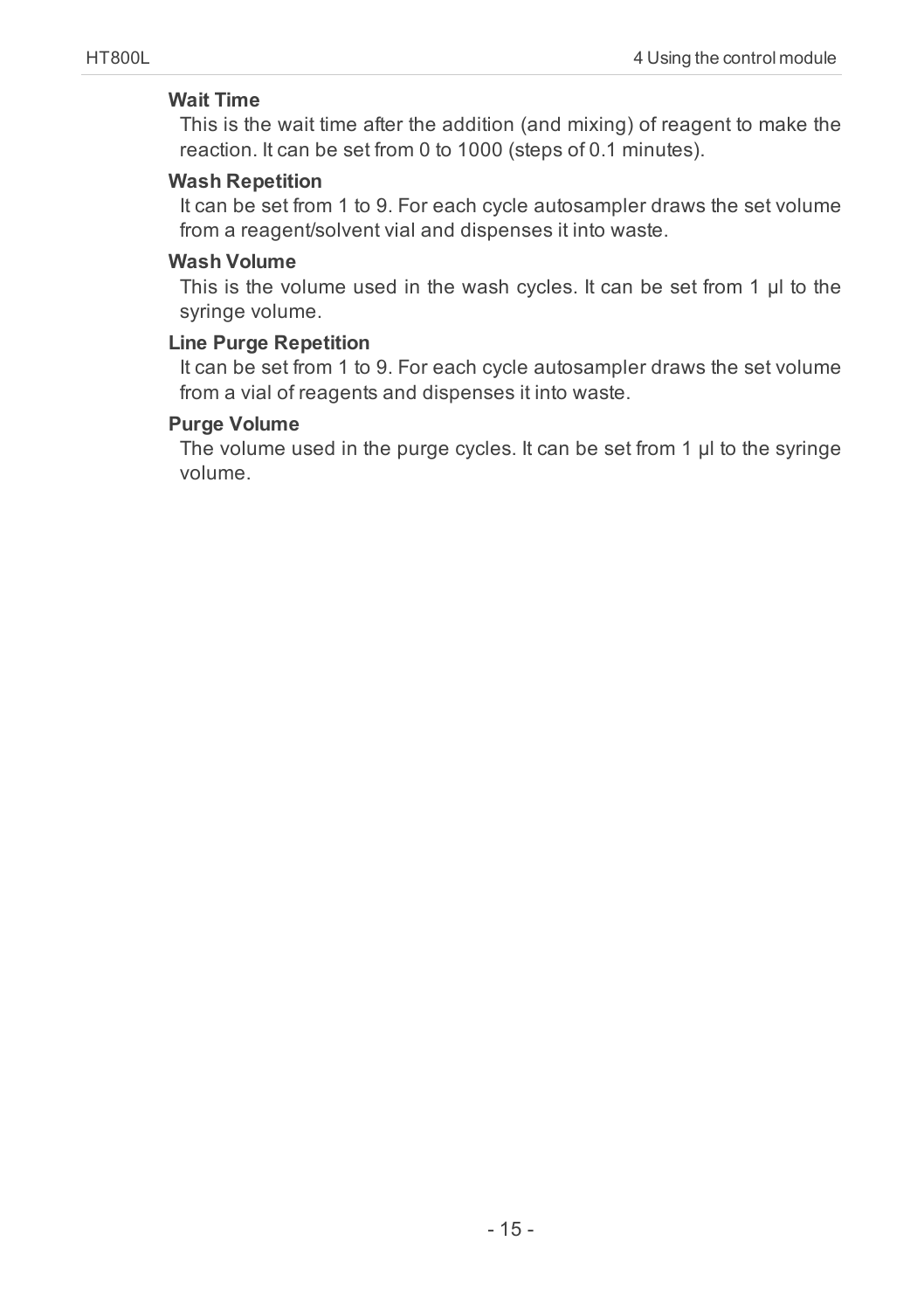**Wait Time**

This is the wait time after the addition (and mixing) of reagent to make the reaction. It can be set from 0 to 1000 (steps of 0.1 minutes).

**Wash Repetition**

It can be set from 1 to 9. For each cycle autosampler draws the set volume from a reagent/solvent vial and dispenses it into waste.

**Wash Volume**

This is the volume used in the wash cycles. It can be set from 1 µl to the syringe volume.

**Line Purge Repetition**

It can be set from 1 to 9. For each cycle autosampler draws the set volume from a vial of reagents and dispenses it into waste.

**Purge Volume**

The volume used in the purge cycles. It can be set from 1 µl to the syringe volume.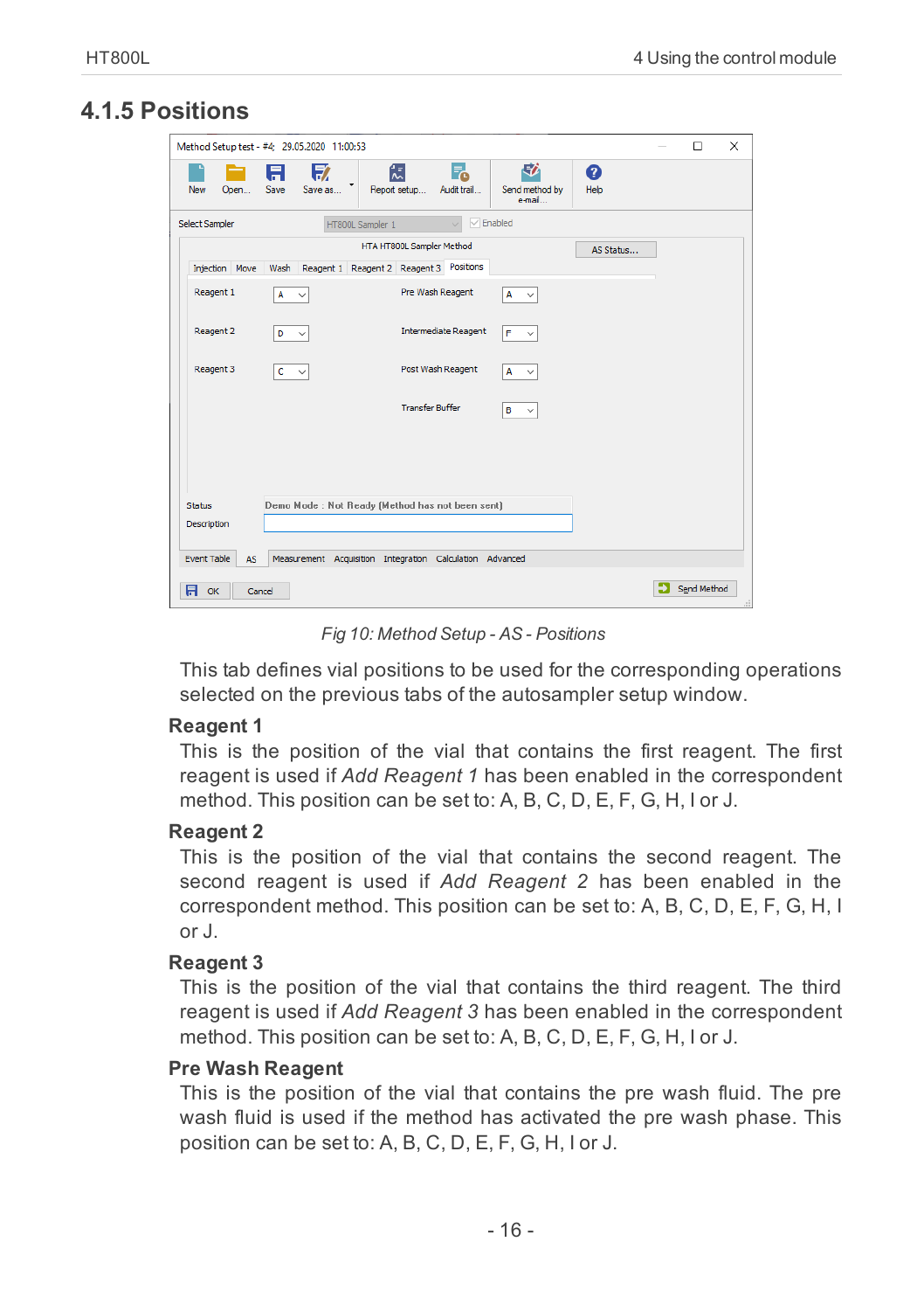## 4.1.5 Positions

Fig 10: Method Setup - AS - Positions

This tab defines vial positions to be used for the corresponding operations selected on the previous tabs of the autosampler setup window.

**Reagent 1**

This is the position of the vial that contains the first reagent. The first reagent is used if *Add Reagent 1* has been enabled in the correspondent method. This position can be set to: A, B, C, D, E, F, G, H, I or J.

**Reagent 2**

This is the position of the vial that contains the second reagent. The second reagent is used if *Add Reagent 2* has been enabled in the correspondent method. This position can be set to: A, B, C, D, E, F, G, H, I or J.

**Reagent 3**

This is the position of the vial that contains the third reagent. The third reagent is used if *Add Reagent 3* has been enabled in the correspondent method. This position can be set to: A, B, C, D, E, F, G, H, I or J.

**Pre Wash Reagent**

This is the position of the vial that contains the pre wash fluid. The pre wash fluid is used if the method has activated the pre wash phase. This position can be set to: A, B, C, D, E, F, G, H, I or J.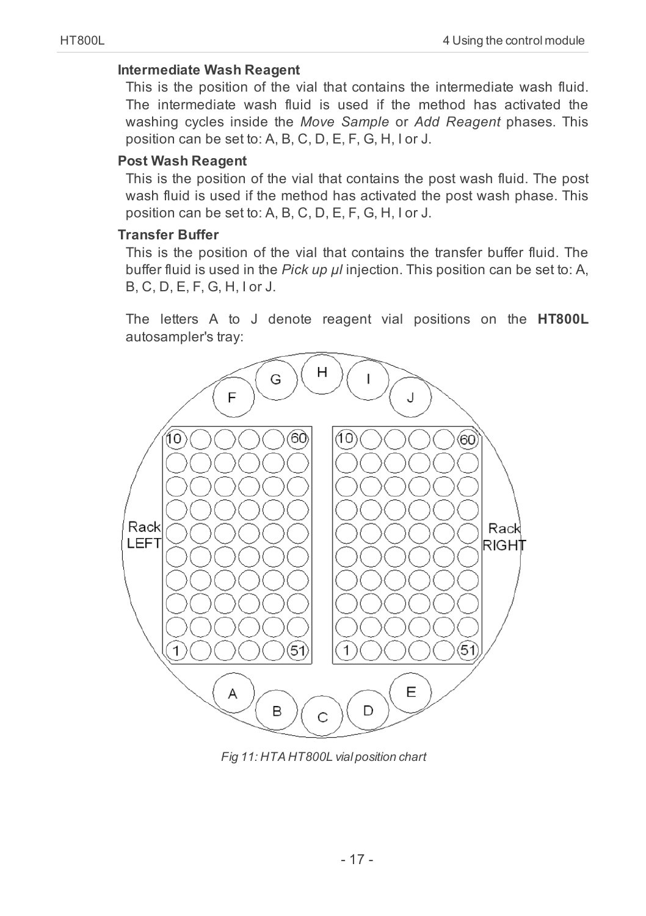### Intermediate Wash Reagent

This is the position of the vial that contains the intermediate wash fluid. The intermediate wash fluid is used if the method has activated the washing cycles inside the *Move Sample* or *Add Reagent* phases. This position can be set to: A, B, C, D, E, F, G, H, I or J.

### Post Wash Reagent

This is the position of the vial that contains the post wash fluid. The post wash fluid is used if the method has activated the post wash phase. This position can be set to: A, B, C, D, E, F, G, H, I or J.

### Transfer Buffer

This is the position of the vial that contains the transfer buffer fluid. The buffer fluid is used in the *Pick up µl* injection. This position can be set to: A, B, C, D, E, F, G, H, I or J.

The letters A to J denote reagent vial positions on the **HT800L** autosampler's tray:

*Fig 11: HTA HT800L vial position chart*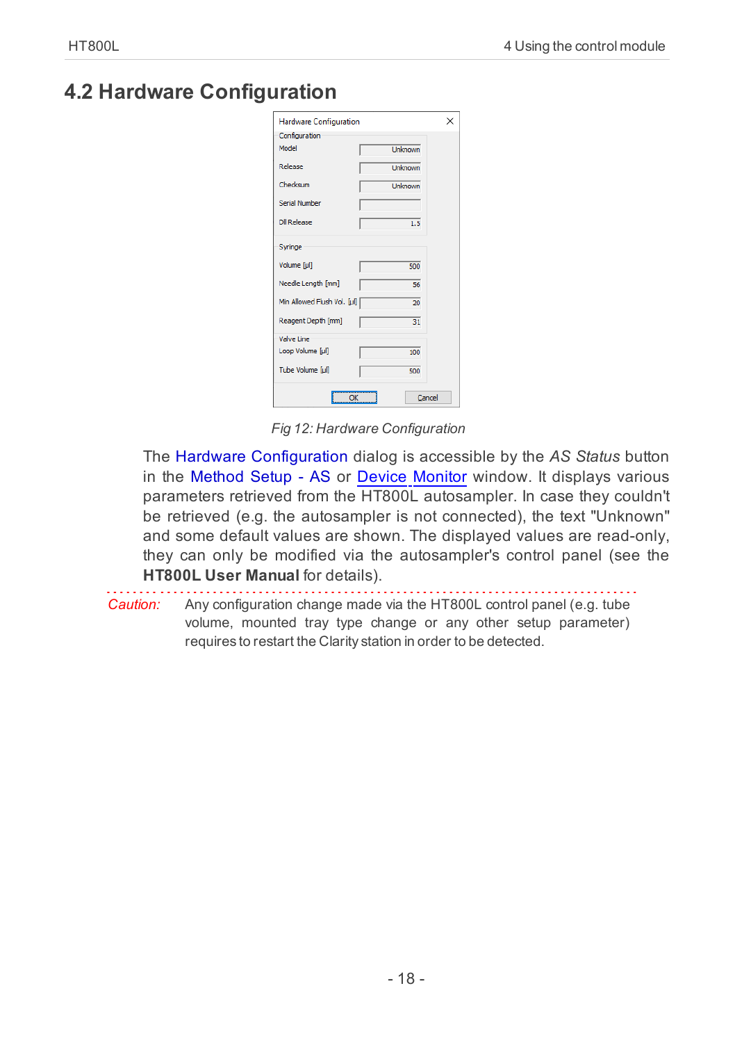## 4.2 Hardware Configuration

Fig 12: Hardware Configuration

The Hardware Configuration dialog is accessible by the *AS Status* button in the Method Setup - AS or Device Monitor window. It displays various parameters retrieved from the HT800L autosampler. In case they couldn't be retrieved (e.g. the autosampler is not connected), the text "Unknown" and some default values are shown. The displayed values are read-only, they can only be modified via the autosampler's control panel (see the **HT800L User Manual** for details).

*Caution:* Any configuration change made via the HT800L control panel (e.g. tube volume, mounted tray type change or any other setup parameter) requires to restart the Clarity station in order to be detected.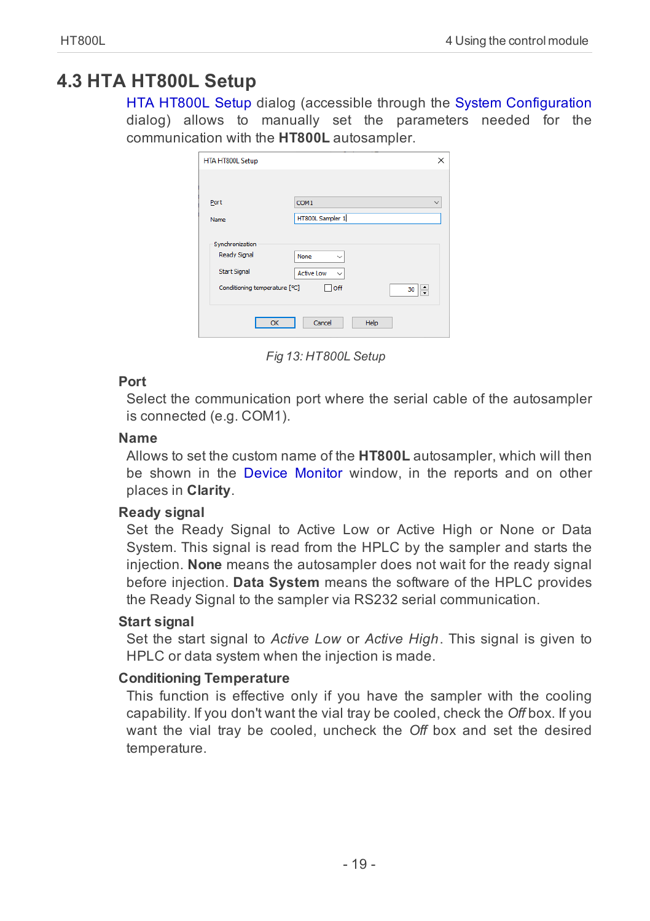## 4.3 HTA HT800L Setup

HTA HT800L Setup dialog (accessible through the System Configuration dialog) allows to manually set the parameters needed for the communication with the **HT800L** autosampler.

Fig 13: HT800L Setup

**Port**

Select the communication port where the serial cable of the autosampler is connected (e.g. COM1).

**Name**

Allows to set the custom name of the **HT800L** autosampler, which will then be shown in the Device Monitor window, in the reports and on other places in **Clarity**.

**Ready signal**

Set the Ready Signal to Active Low or Active High or None or Data System. This signal is read from the HPLC by the sampler and starts the injection. **None** means the autosampler does not wait for the ready signal before injection. **Data System** means the software of the HPLC provides the Ready Signal to the sampler via RS232 serial communication.

**Start signal**

Set the start signal to *Active Low* or *Active High*. This signal is given to HPLC or data system when the injection is made.

**Conditioning Temperature**

This function is effective only if you have the sampler with the cooling capability. If you don't want the vial tray be cooled, check the *Off* box. If you want the vial tray be cooled, uncheck the *Off* box and set the desired temperature.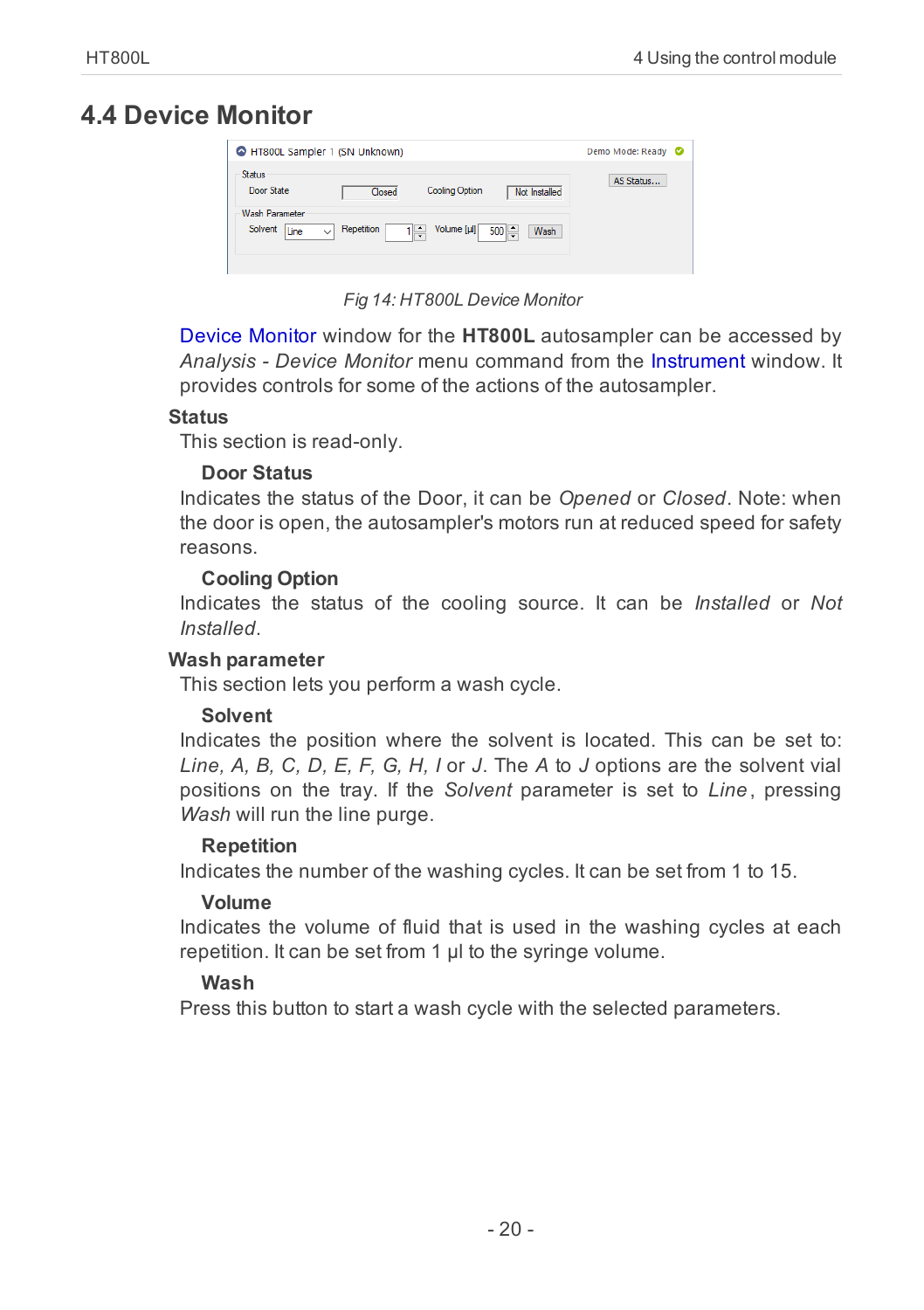## 4.4 Device Monitor

*Fig 14: HT800L Device Monitor*

Device Monitor window for the **HT800L** autosampler can be accessed by *Analysis - Device Monitor* menu command from the Instrument window. It provides controls for some of the actions of the autosampler.

**Status**

This section is read-only.

**Door Status**

Indicates the status of the Door, it can be *Opened* or *Closed*. Note: when the door is open, the autosampler's motors run at reduced speed for safety reasons.

**Cooling Option**

Indicates the status of the cooling source. It can be *Installed* or *Not Installed*.

**Wash parameter**

This section lets you perform a wash cycle.

**Solvent**

Indicates the position where the solvent is located. This can be set to: *Line, A, B, C, D, E, F, G, H, I* or *J*. The *A* to *J* options are the solvent vial positions on the tray. If the *Solvent* parameter is set to *Line*, pressing *Wash* will run the line purge.

**Repetition**

Indicates the number of the washing cycles. It can be set from 1 to 15.

**Volume**

Indicates the volume of fluid that is used in the washing cycles at each repetition. It can be set from 1 µl to the syringe volume.

**Wash**

Press this button to start a wash cycle with the selected parameters.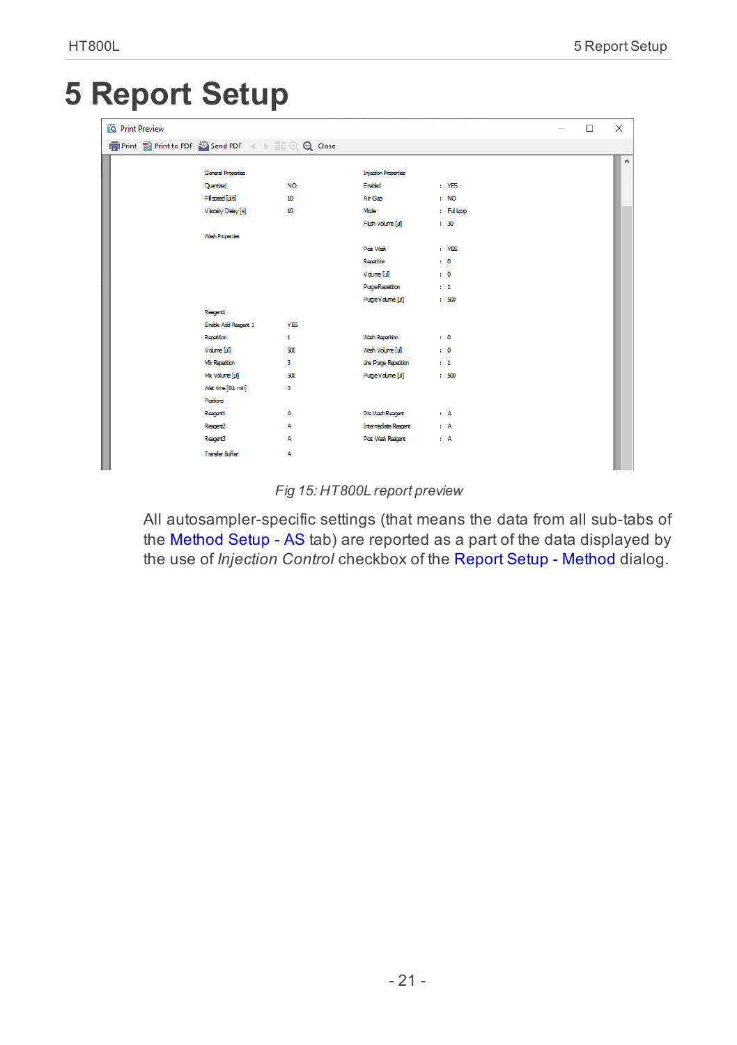# 5 Report Setup

Print Preview

Print | Print to PDF | Send PDF | Close

| General Properties | | Injection Properties | |
|---|---|---|---|
| Quantized | NO | Enabled | : YES |
| Fill speed [µl/s] | 10 | Air Gap | : NO |
| Viscosity Delay [s] | 10 | Mode | : Full Loop |
| | | Flush Volume [µl] | : 30 |
| Wash Properties | | | |
| | | Post Wash | : YES |
| | | Repetition | : 0 |
| | | Volume [µl] | : 0 |
| | | Purge Repetition | : 1 |
| | | Purge Volume [µl] | : 500 |
| Reagent1 | | | |
| Enable Add Reagent 1 | YES | | |
| Repetition | 1 | Wash Repetition | : 0 |
| Volume [µl] | 500 | Wash Volume [µl] | : 0 |
| Mix Repetition | 3 | Line Purge Repetition | : 1 |
| Mix Volume [µl] | 500 | Purge Volume [µl] | : 500 |
| Wait time [0.1 min] | 0 | | |
| Positions | | | |
| Reagent1 | A | Pre Wash Reagent | : A |
| Reagent2 | A | Intermediate Reagent | : A |
| Reagent3 | A | Post Wash Reagent | : A |
| Transfer Buffer | A | | |

*Fig 15: HT800L report preview*

All autosampler-specific settings (that means the data from all sub-tabs of the Method Setup - AS tab) are reported as a part of the data displayed by the use of *Injection Control* checkbox of the Report Setup - Method dialog.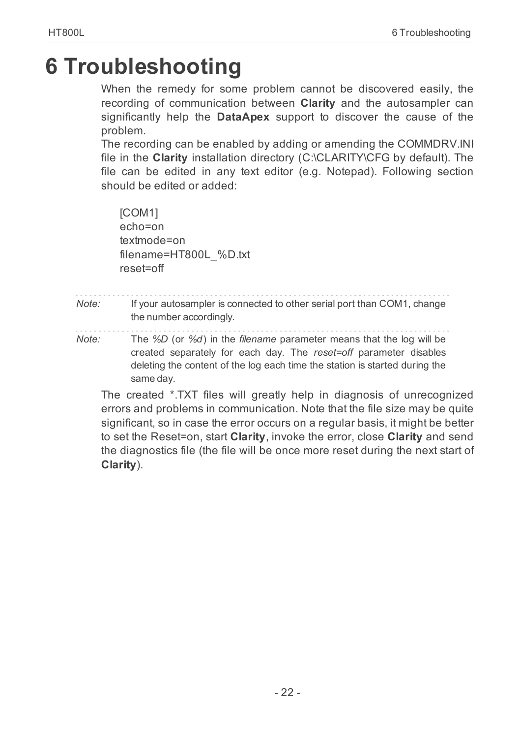# 6 Troubleshooting

When the remedy for some problem cannot be discovered easily, the recording of communication between **Clarity** and the autosampler can significantly help the **DataApex** support to discover the cause of the problem.

The recording can be enabled by adding or amending the COMMDRV.INI file in the **Clarity** installation directory (C:\CLARITY\CFG by default). The file can be edited in any text editor (e.g. Notepad). Following section should be edited or added:

```
[COM1]
echo=on
textmode=on
filename=HT800L_%D.txt
reset=off
```

*Note:* If your autosampler is connected to other serial port than COM1, change the number accordingly.

*Note:* The *%D* (or *%d*) in the *filename* parameter means that the log will be created separately for each day. The *reset=off* parameter disables deleting the content of the log each time the station is started during the same day.

The created *.TXT files will greatly help in diagnosis of unrecognized errors and problems in communication. Note that the file size may be quite significant, so in case the error occurs on a regular basis, it might be better to set the Reset=on, start **Clarity**, invoke the error, close **Clarity** and send the diagnostics file (the file will be once more reset during the next start of **Clarity**).